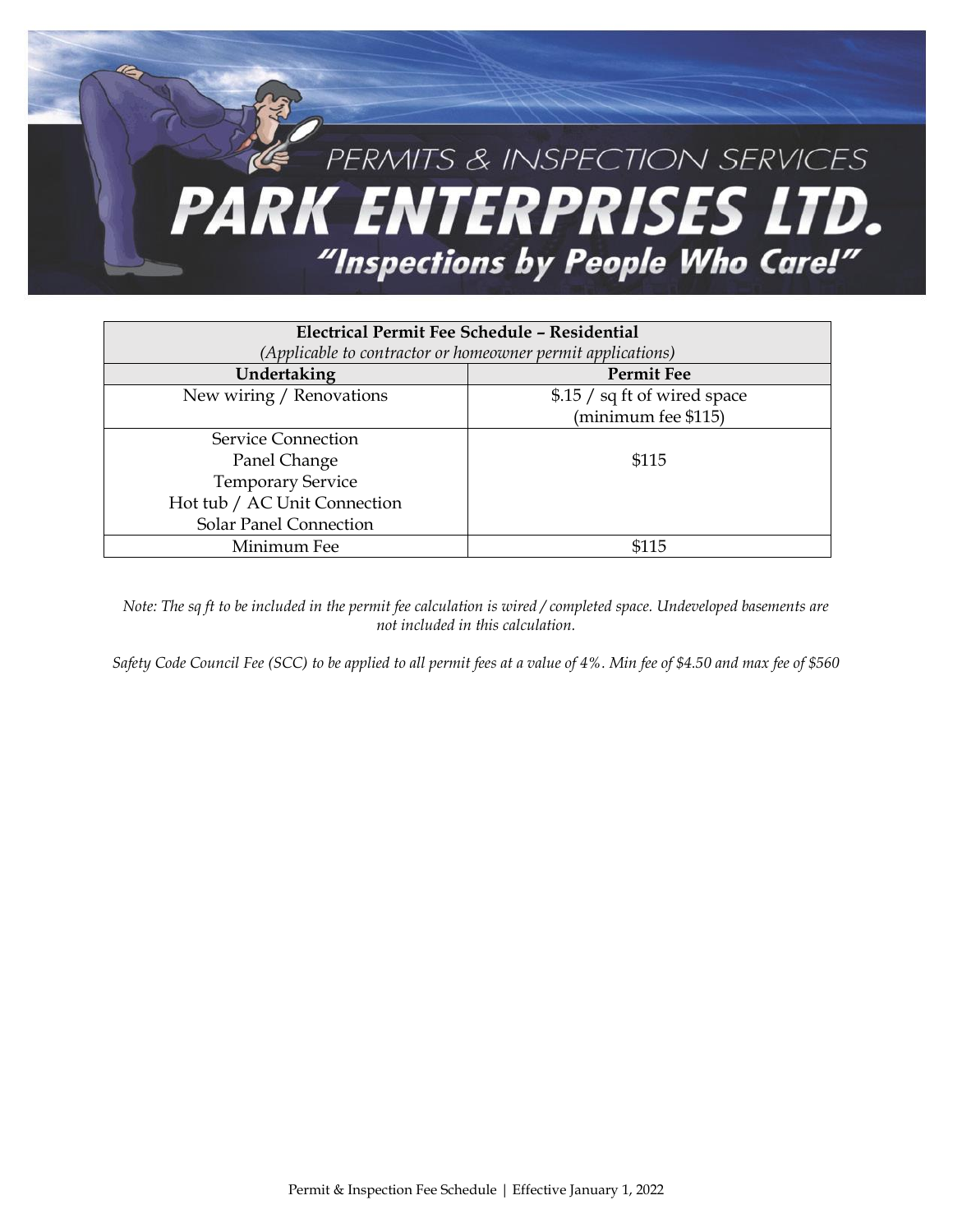# PERMITS & INSPECTION SERVICES

# PARK ENTERPRISES LTD.

*"Inspections by People Who Care!"*

| **Electrical Permit Fee Schedule – Residential**<br>*(Applicable to contractor or homeowner permit applications)* | |
|---|---|
| **Undertaking** | **Permit Fee** |
| New wiring / Renovations | $.15 / sq ft of wired space (minimum fee $115) |
| Service Connection<br>Panel Change<br>Temporary Service<br>Hot tub / AC Unit Connection<br>Solar Panel Connection | $115 |
| Minimum Fee | $115 |

*Note: The sq ft to be included in the permit fee calculation is wired / completed space. Undeveloped basements are not included in this calculation.*

*Safety Code Council Fee (SCC) to be applied to all permit fees at a value of 4%. Min fee of $4.50 and max fee of $560*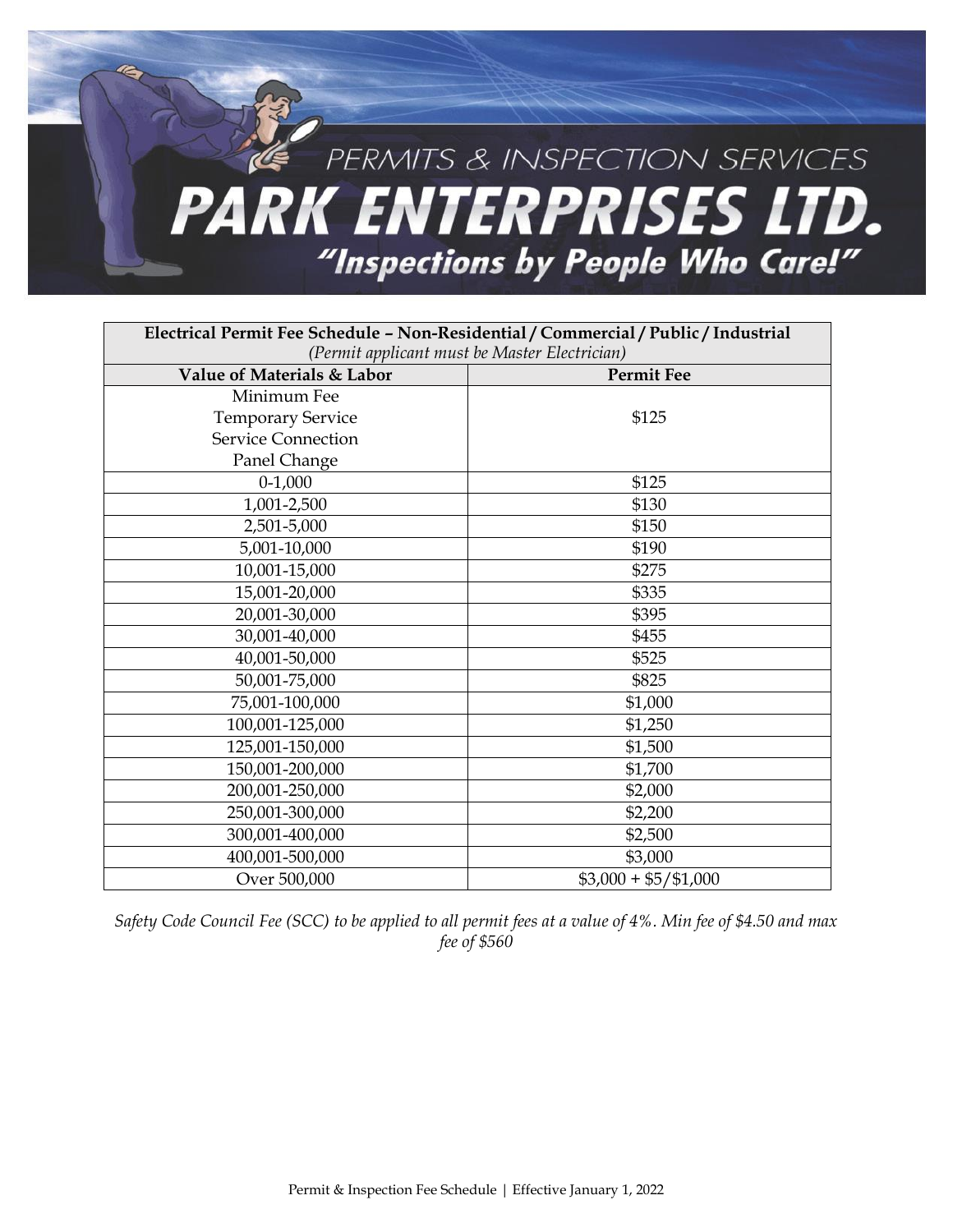PERMITS & INSPECTION SERVICES

# PARK ENTERPRISES LTD.

*"Inspections by People Who Care!"*

| **Electrical Permit Fee Schedule – Non-Residential / Commercial / Public / Industrial** *(Permit applicant must be Master Electrician)* | |
|---|---|
| **Value of Materials & Labor** | **Permit Fee** |
| Minimum Fee<br>Temporary Service<br>Service Connection<br>Panel Change | $125 |
| 0-1,000 | $125 |
| 1,001-2,500 | $130 |
| 2,501-5,000 | $150 |
| 5,001-10,000 | $190 |
| 10,001-15,000 | $275 |
| 15,001-20,000 | $335 |
| 20,001-30,000 | $395 |
| 30,001-40,000 | $455 |
| 40,001-50,000 | $525 |
| 50,001-75,000 | $825 |
| 75,001-100,000 | $1,000 |
| 100,001-125,000 | $1,250 |
| 125,001-150,000 | $1,500 |
| 150,001-200,000 | $1,700 |
| 200,001-250,000 | $2,000 |
| 250,001-300,000 | $2,200 |
| 300,001-400,000 | $2,500 |
| 400,001-500,000 | $3,000 |
| Over 500,000 | $3,000 + $5/$1,000 |

*Safety Code Council Fee (SCC) to be applied to all permit fees at a value of 4%. Min fee of $4.50 and max fee of $560*

Permit & Inspection Fee Schedule | Effective January 1, 2022